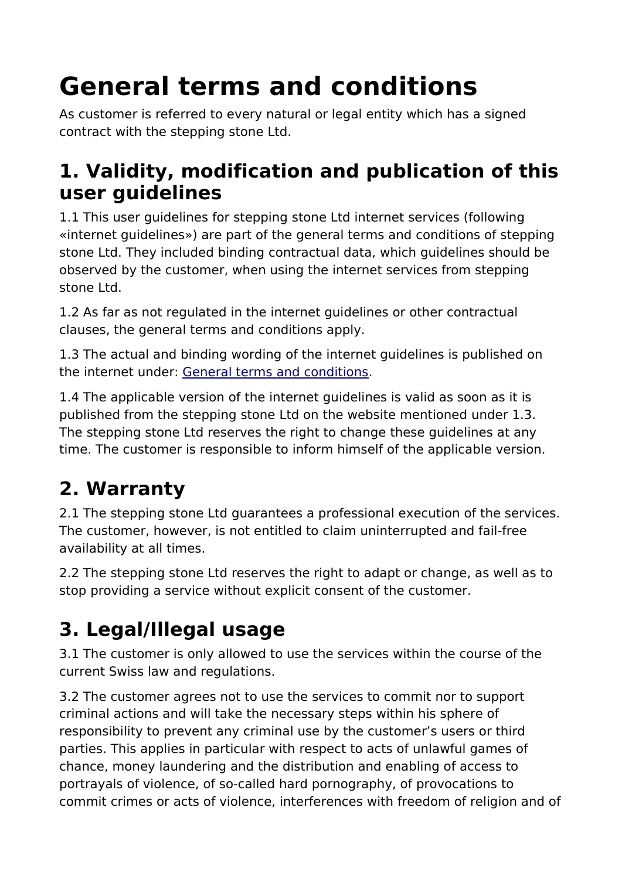# General terms and conditions

As customer is referred to every natural or legal entity which has a signed contract with the stepping stone Ltd.

## 1. Validity, modification and publication of this user guidelines

1.1 This user guidelines for stepping stone Ltd internet services (following «internet guidelines») are part of the general terms and conditions of stepping stone Ltd. They included binding contractual data, which guidelines should be observed by the customer, when using the internet services from stepping stone Ltd.

1.2 As far as not regulated in the internet guidelines or other contractual clauses, the general terms and conditions apply.

1.3 The actual and binding wording of the internet guidelines is published on the internet under: General terms and conditions.

1.4 The applicable version of the internet guidelines is valid as soon as it is published from the stepping stone Ltd on the website mentioned under 1.3. The stepping stone Ltd reserves the right to change these guidelines at any time. The customer is responsible to inform himself of the applicable version.

## 2. Warranty

2.1 The stepping stone Ltd guarantees a professional execution of the services. The customer, however, is not entitled to claim uninterrupted and fail-free availability at all times.

2.2 The stepping stone Ltd reserves the right to adapt or change, as well as to stop providing a service without explicit consent of the customer.

## 3. Legal/Illegal usage

3.1 The customer is only allowed to use the services within the course of the current Swiss law and regulations.

3.2 The customer agrees not to use the services to commit nor to support criminal actions and will take the necessary steps within his sphere of responsibility to prevent any criminal use by the customer's users or third parties. This applies in particular with respect to acts of unlawful games of chance, money laundering and the distribution and enabling of access to portrayals of violence, of so-called hard pornography, of provocations to commit crimes or acts of violence, interferences with freedom of religion and of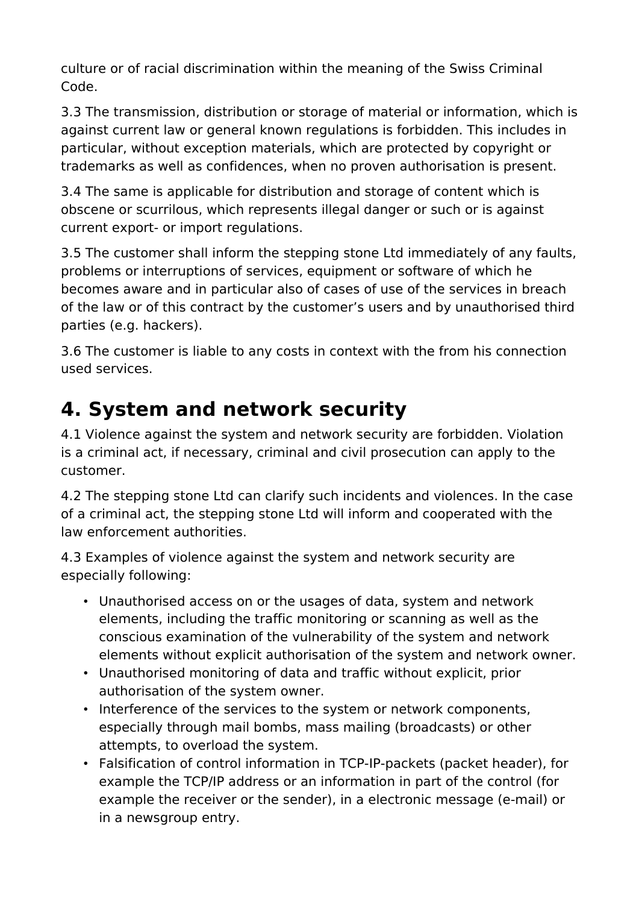culture or of racial discrimination within the meaning of the Swiss Criminal Code.

3.3 The transmission, distribution or storage of material or information, which is against current law or general known regulations is forbidden. This includes in particular, without exception materials, which are protected by copyright or trademarks as well as confidences, when no proven authorisation is present.

3.4 The same is applicable for distribution and storage of content which is obscene or scurrilous, which represents illegal danger or such or is against current export- or import regulations.

3.5 The customer shall inform the stepping stone Ltd immediately of any faults, problems or interruptions of services, equipment or software of which he becomes aware and in particular also of cases of use of the services in breach of the law or of this contract by the customer's users and by unauthorised third parties (e.g. hackers).

3.6 The customer is liable to any costs in context with the from his connection used services.

## 4. System and network security

4.1 Violence against the system and network security are forbidden. Violation is a criminal act, if necessary, criminal and civil prosecution can apply to the customer.

4.2 The stepping stone Ltd can clarify such incidents and violences. In the case of a criminal act, the stepping stone Ltd will inform and cooperated with the law enforcement authorities.

4.3 Examples of violence against the system and network security are especially following:

- Unauthorised access on or the usages of data, system and network elements, including the traffic monitoring or scanning as well as the conscious examination of the vulnerability of the system and network elements without explicit authorisation of the system and network owner.
- Unauthorised monitoring of data and traffic without explicit, prior authorisation of the system owner.
- Interference of the services to the system or network components, especially through mail bombs, mass mailing (broadcasts) or other attempts, to overload the system.
- Falsification of control information in TCP-IP-packets (packet header), for example the TCP/IP address or an information in part of the control (for example the receiver or the sender), in a electronic message (e-mail) or in a newsgroup entry.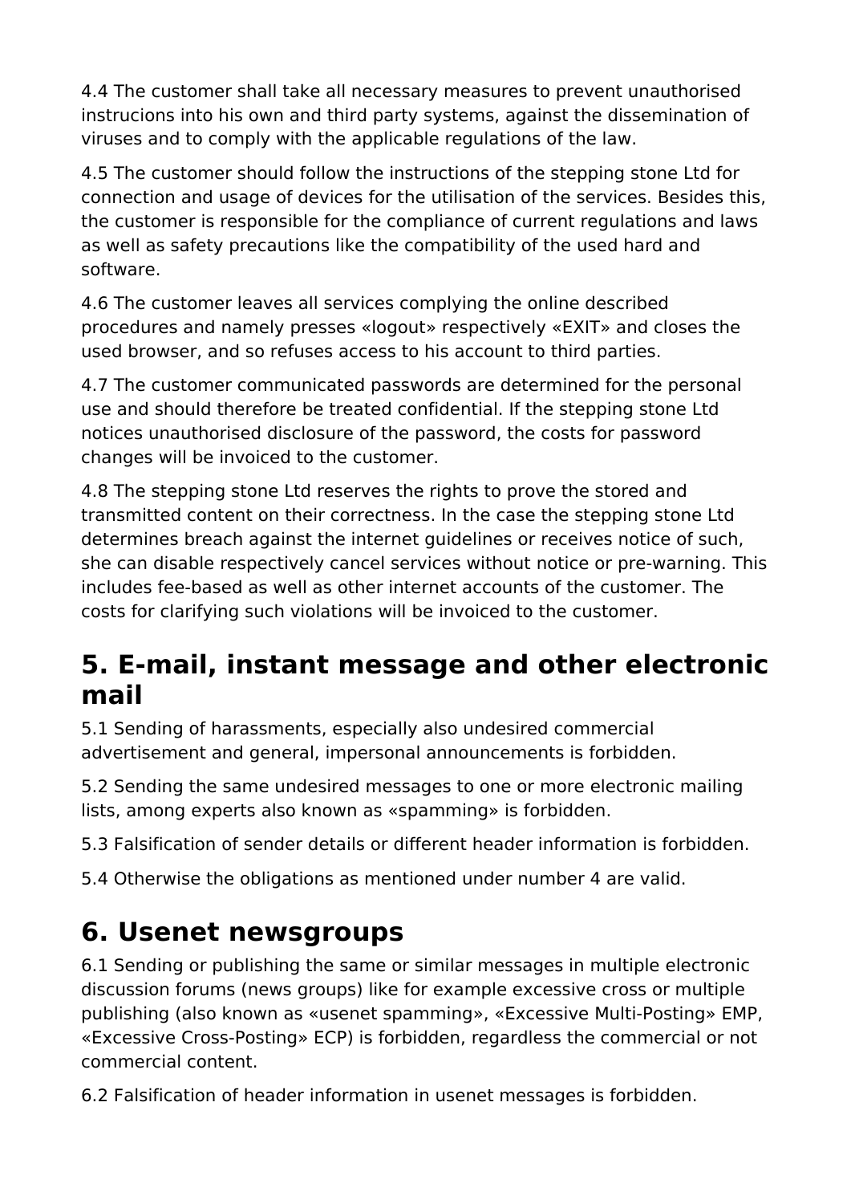4.4 The customer shall take all necessary measures to prevent unauthorised instrucions into his own and third party systems, against the dissemination of viruses and to comply with the applicable regulations of the law.

4.5 The customer should follow the instructions of the stepping stone Ltd for connection and usage of devices for the utilisation of the services. Besides this, the customer is responsible for the compliance of current regulations and laws as well as safety precautions like the compatibility of the used hard and software.

4.6 The customer leaves all services complying the online described procedures and namely presses «logout» respectively «EXIT» and closes the used browser, and so refuses access to his account to third parties.

4.7 The customer communicated passwords are determined for the personal use and should therefore be treated confidential. If the stepping stone Ltd notices unauthorised disclosure of the password, the costs for password changes will be invoiced to the customer.

4.8 The stepping stone Ltd reserves the rights to prove the stored and transmitted content on their correctness. In the case the stepping stone Ltd determines breach against the internet guidelines or receives notice of such, she can disable respectively cancel services without notice or pre-warning. This includes fee-based as well as other internet accounts of the customer. The costs for clarifying such violations will be invoiced to the customer.

## 5. E-mail, instant message and other electronic mail

5.1 Sending of harassments, especially also undesired commercial advertisement and general, impersonal announcements is forbidden.

5.2 Sending the same undesired messages to one or more electronic mailing lists, among experts also known as «spamming» is forbidden.

5.3 Falsification of sender details or different header information is forbidden.

5.4 Otherwise the obligations as mentioned under number 4 are valid.

## 6. Usenet newsgroups

6.1 Sending or publishing the same or similar messages in multiple electronic discussion forums (news groups) like for example excessive cross or multiple publishing (also known as «usenet spamming», «Excessive Multi-Posting» EMP, «Excessive Cross-Posting» ECP) is forbidden, regardless the commercial or not commercial content.

6.2 Falsification of header information in usenet messages is forbidden.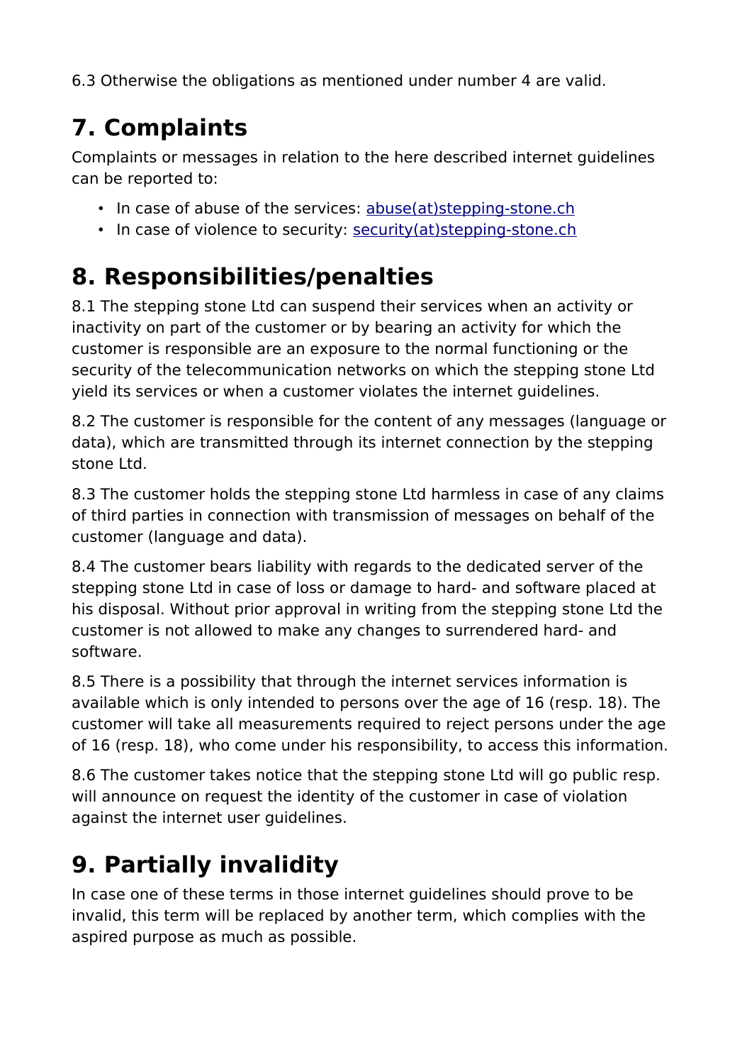6.3 Otherwise the obligations as mentioned under number 4 are valid.

# 7. Complaints

Complaints or messages in relation to the here described internet guidelines can be reported to:

- In case of abuse of the services: abuse(at)stepping-stone.ch
- In case of violence to security: security(at)stepping-stone.ch

# 8. Responsibilities/penalties

8.1 The stepping stone Ltd can suspend their services when an activity or inactivity on part of the customer or by bearing an activity for which the customer is responsible are an exposure to the normal functioning or the security of the telecommunication networks on which the stepping stone Ltd yield its services or when a customer violates the internet guidelines.

8.2 The customer is responsible for the content of any messages (language or data), which are transmitted through its internet connection by the stepping stone Ltd.

8.3 The customer holds the stepping stone Ltd harmless in case of any claims of third parties in connection with transmission of messages on behalf of the customer (language and data).

8.4 The customer bears liability with regards to the dedicated server of the stepping stone Ltd in case of loss or damage to hard- and software placed at his disposal. Without prior approval in writing from the stepping stone Ltd the customer is not allowed to make any changes to surrendered hard- and software.

8.5 There is a possibility that through the internet services information is available which is only intended to persons over the age of 16 (resp. 18). The customer will take all measurements required to reject persons under the age of 16 (resp. 18), who come under his responsibility, to access this information.

8.6 The customer takes notice that the stepping stone Ltd will go public resp. will announce on request the identity of the customer in case of violation against the internet user guidelines.

# 9. Partially invalidity

In case one of these terms in those internet guidelines should prove to be invalid, this term will be replaced by another term, which complies with the aspired purpose as much as possible.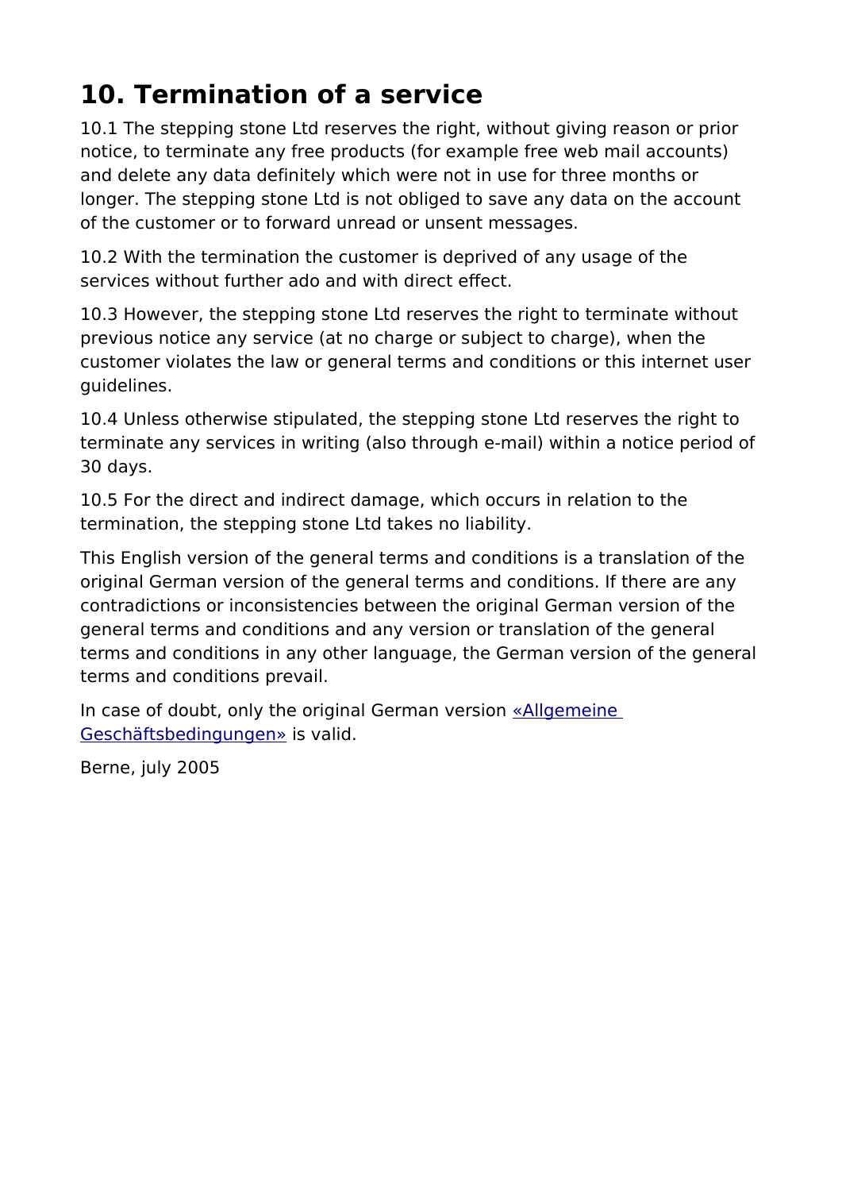## 10. Termination of a service

10.1 The stepping stone Ltd reserves the right, without giving reason or prior notice, to terminate any free products (for example free web mail accounts) and delete any data definitely which were not in use for three months or longer. The stepping stone Ltd is not obliged to save any data on the account of the customer or to forward unread or unsent messages.

10.2 With the termination the customer is deprived of any usage of the services without further ado and with direct effect.

10.3 However, the stepping stone Ltd reserves the right to terminate without previous notice any service (at no charge or subject to charge), when the customer violates the law or general terms and conditions or this internet user guidelines.

10.4 Unless otherwise stipulated, the stepping stone Ltd reserves the right to terminate any services in writing (also through e-mail) within a notice period of 30 days.

10.5 For the direct and indirect damage, which occurs in relation to the termination, the stepping stone Ltd takes no liability.

This English version of the general terms and conditions is a translation of the original German version of the general terms and conditions. If there are any contradictions or inconsistencies between the original German version of the general terms and conditions and any version or translation of the general terms and conditions in any other language, the German version of the general terms and conditions prevail.

In case of doubt, only the original German version «Allgemeine Geschäftsbedingungen» is valid.

Berne, july 2005